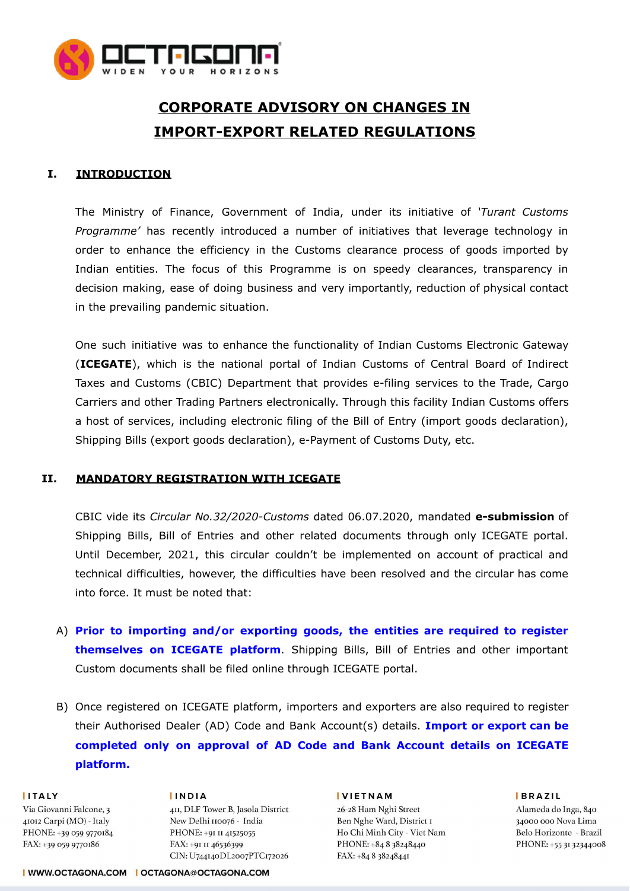# CORPORATE ADVISORY ON CHANGES IN IMPORT-EXPORT RELATED REGULATIONS

## I. INTRODUCTION

The Ministry of Finance, Government of India, under its initiative of *'Turant Customs Programme'* has recently introduced a number of initiatives that leverage technology in order to enhance the efficiency in the Customs clearance process of goods imported by Indian entities. The focus of this Programme is on speedy clearances, transparency in decision making, ease of doing business and very importantly, reduction of physical contact in the prevailing pandemic situation.

One such initiative was to enhance the functionality of Indian Customs Electronic Gateway (**ICEGATE**), which is the national portal of Indian Customs of Central Board of Indirect Taxes and Customs (CBIC) Department that provides e-filing services to the Trade, Cargo Carriers and other Trading Partners electronically. Through this facility Indian Customs offers a host of services, including electronic filing of the Bill of Entry (import goods declaration), Shipping Bills (export goods declaration), e-Payment of Customs Duty, etc.

## II. MANDATORY REGISTRATION WITH ICEGATE

CBIC vide its *Circular No.32/2020-Customs* dated 06.07.2020, mandated **e-submission** of Shipping Bills, Bill of Entries and other related documents through only ICEGATE portal. Until December, 2021, this circular couldn't be implemented on account of practical and technical difficulties, however, the difficulties have been resolved and the circular has come into force. It must be noted that:

A) **Prior to importing and/or exporting goods, the entities are required to register themselves on ICEGATE platform**. Shipping Bills, Bill of Entries and other important Custom documents shall be filed online through ICEGATE portal.

B) Once registered on ICEGATE platform, importers and exporters are also required to register their Authorised Dealer (AD) Code and Bank Account(s) details. **Import or export can be completed only on approval of AD Code and Bank Account details on ICEGATE platform.**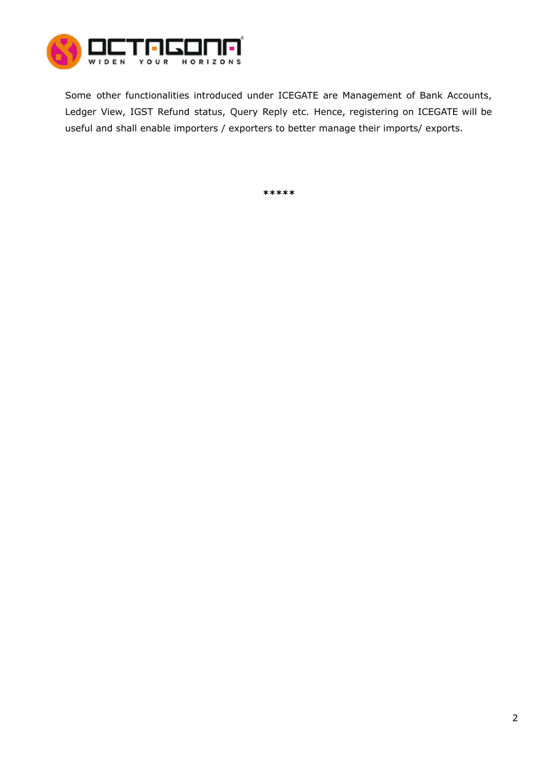Some other functionalities introduced under ICEGATE are Management of Bank Accounts, Ledger View, IGST Refund status, Query Reply etc. Hence, registering on ICEGATE will be useful and shall enable importers / exporters to better manage their imports/ exports.

*****